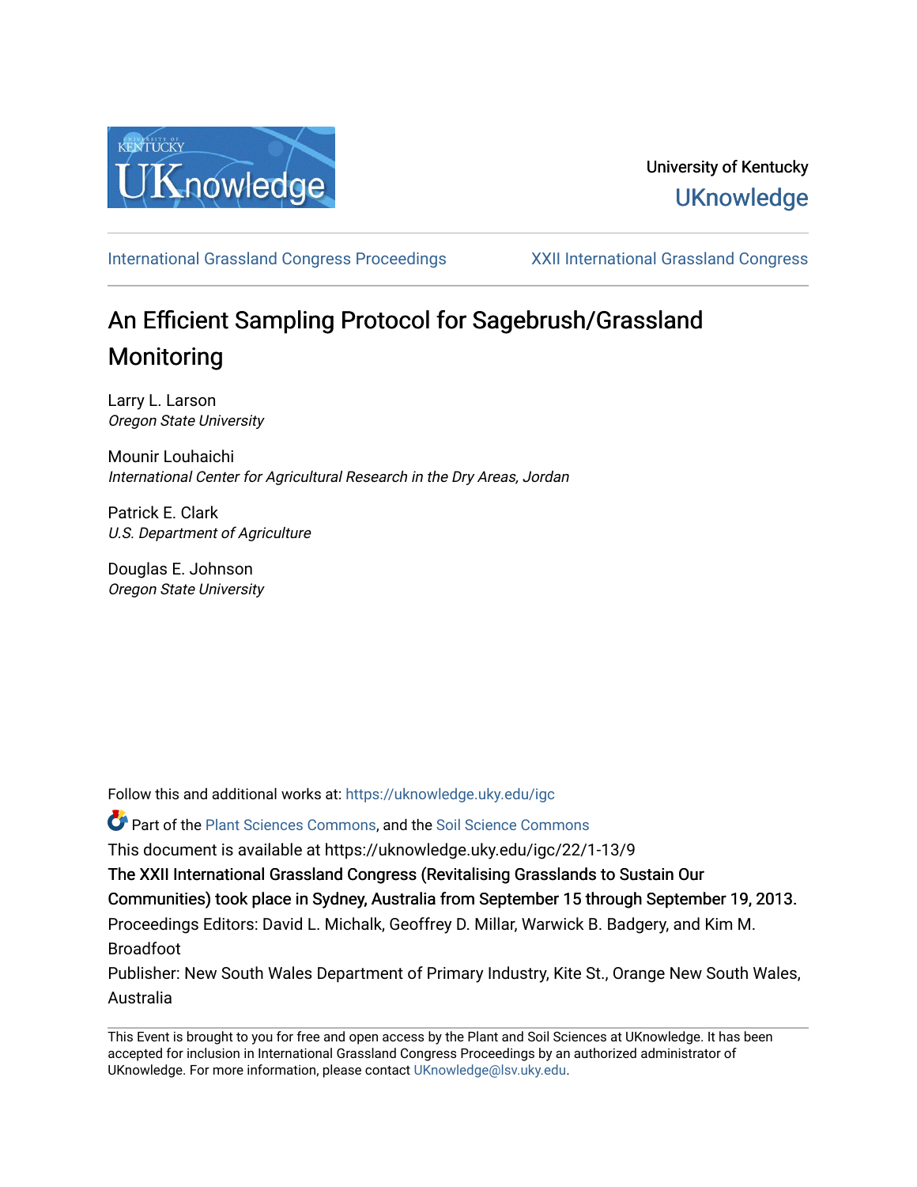University of Kentucky

UKnowledge

International Grassland Congress Proceedings | XXII International Grassland Congress

# An Efficient Sampling Protocol for Sagebrush/Grassland Monitoring

Larry L. Larson
*Oregon State University*

Mounir Louhaichi
*International Center for Agricultural Research in the Dry Areas, Jordan*

Patrick E. Clark
*U.S. Department of Agriculture*

Douglas E. Johnson
*Oregon State University*

Follow this and additional works at: https://uknowledge.uky.edu/igc

Part of the Plant Sciences Commons, and the Soil Science Commons

This document is available at https://uknowledge.uky.edu/igc/22/1-13/9

The XXII International Grassland Congress (Revitalising Grasslands to Sustain Our Communities) took place in Sydney, Australia from September 15 through September 19, 2013.

Proceedings Editors: David L. Michalk, Geoffrey D. Millar, Warwick B. Badgery, and Kim M. Broadfoot

Publisher: New South Wales Department of Primary Industry, Kite St., Orange New South Wales, Australia

This Event is brought to you for free and open access by the Plant and Soil Sciences at UKnowledge. It has been accepted for inclusion in International Grassland Congress Proceedings by an authorized administrator of UKnowledge. For more information, please contact UKnowledge@lsv.uky.edu.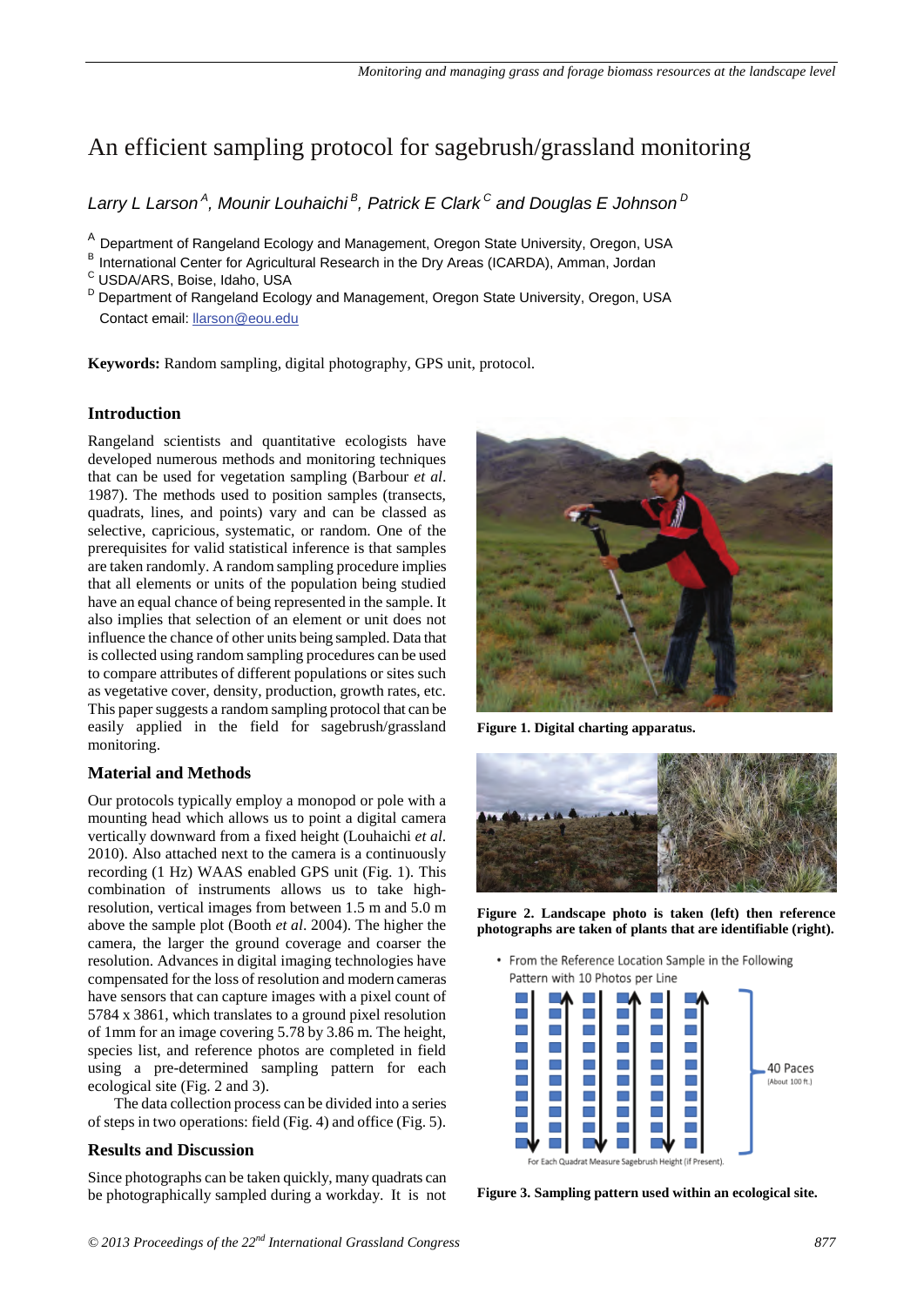# An efficient sampling protocol for sagebrush/grassland monitoring

*Larry L Larson*[A], *Mounir Louhaichi*[B], *Patrick E Clark*[C] *and Douglas E Johnson*[D]

[A] Department of Rangeland Ecology and Management, Oregon State University, Oregon, USA
[B] International Center for Agricultural Research in the Dry Areas (ICARDA), Amman, Jordan
[C] USDA/ARS, Boise, Idaho, USA
[D] Department of Rangeland Ecology and Management, Oregon State University, Oregon, USA
Contact email: llarson@eou.edu

**Keywords:** Random sampling, digital photography, GPS unit, protocol.

## Introduction

Rangeland scientists and quantitative ecologists have developed numerous methods and monitoring techniques that can be used for vegetation sampling (Barbour *et al*. 1987). The methods used to position samples (transects, quadrats, lines, and points) vary and can be classed as selective, capricious, systematic, or random. One of the prerequisites for valid statistical inference is that samples are taken randomly. A random sampling procedure implies that all elements or units of the population being studied have an equal chance of being represented in the sample. It also implies that selection of an element or unit does not influence the chance of other units being sampled. Data that is collected using random sampling procedures can be used to compare attributes of different populations or sites such as vegetative cover, density, production, growth rates, etc. This paper suggests a random sampling protocol that can be easily applied in the field for sagebrush/grassland monitoring.

## Material and Methods

Our protocols typically employ a monopod or pole with a mounting head which allows us to point a digital camera vertically downward from a fixed height (Louhaichi *et al.* 2010). Also attached next to the camera is a continuously recording (1 Hz) WAAS enabled GPS unit (Fig. 1). This combination of instruments allows us to take high-resolution, vertical images from between 1.5 m and 5.0 m above the sample plot (Booth *et al*. 2004). The higher the camera, the larger the ground coverage and coarser the resolution. Advances in digital imaging technologies have compensated for the loss of resolution and modern cameras have sensors that can capture images with a pixel count of 5784 x 3861, which translates to a ground pixel resolution of 1mm for an image covering 5.78 by 3.86 m. The height, species list, and reference photos are completed in field using a pre-determined sampling pattern for each ecological site (Fig. 2 and 3).

The data collection process can be divided into a series of steps in two operations: field (Fig. 4) and office (Fig. 5).

**Figure 1. Digital charting apparatus.**

**Figure 2. Landscape photo is taken (left) then reference photographs are taken of plants that are identifiable (right).**

**Figure 3. Sampling pattern used within an ecological site.**

## Results and Discussion

Since photographs can be taken quickly, many quadrats can be photographically sampled during a workday. It is not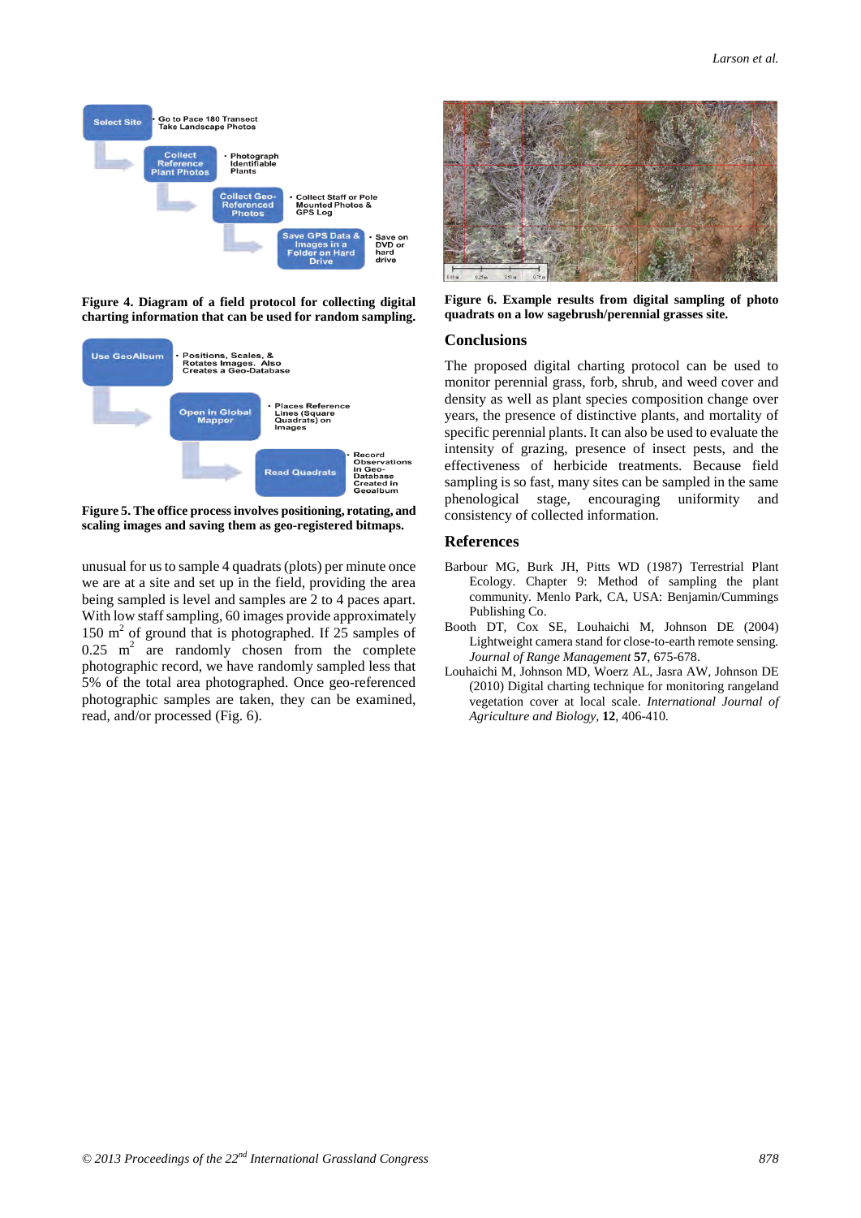Select Site
- Go to Pace 180 Transect Take Landscape Photos

Collect Reference Plant Photos
- Photograph Identifiable Plants

Collect Geo-Referenced Photos
- Collect Staff or Pole Mounted Photos & GPS Log

Save GPS Data & Images in a Folder on Hard Drive
- Save on DVD or hard drive

**Figure 4. Diagram of a field protocol for collecting digital charting information that can be used for random sampling.**

Use GeoAlbum
- Positions, Scales, & Rotates Images. Also Creates a Geo-Database

Open in Global Mapper
- Places Reference Lines (Square Quadrats) on Images

Read Quadrats
- Record Observations in Geo-Database Created in Geoalbum

**Figure 5. The office process involves positioning, rotating, and scaling images and saving them as geo-registered bitmaps.**

unusual for us to sample 4 quadrats (plots) per minute once we are at a site and set up in the field, providing the area being sampled is level and samples are 2 to 4 paces apart. With low staff sampling, 60 images provide approximately 150 $m^2$ of ground that is photographed. If 25 samples of 0.25 $m^2$ are randomly chosen from the complete photographic record, we have randomly sampled less that 5% of the total area photographed. Once geo-referenced photographic samples are taken, they can be examined, read, and/or processed (Fig. 6).

**Figure 6. Example results from digital sampling of photo quadrats on a low sagebrush/perennial grasses site.**

## Conclusions

The proposed digital charting protocol can be used to monitor perennial grass, forb, shrub, and weed cover and density as well as plant species composition change over years, the presence of distinctive plants, and mortality of specific perennial plants. It can also be used to evaluate the intensity of grazing, presence of insect pests, and the effectiveness of herbicide treatments. Because field sampling is so fast, many sites can be sampled in the same phenological stage, encouraging uniformity and consistency of collected information.

## References

Barbour MG, Burk JH, Pitts WD (1987) Terrestrial Plant Ecology. Chapter 9: Method of sampling the plant community. Menlo Park, CA, USA: Benjamin/Cummings Publishing Co.

Booth DT, Cox SE, Louhaichi M, Johnson DE (2004) Lightweight camera stand for close-to-earth remote sensing. *Journal of Range Management* **57**, 675-678.

Louhaichi M, Johnson MD, Woerz AL, Jasra AW, Johnson DE (2010) Digital charting technique for monitoring rangeland vegetation cover at local scale. *International Journal of Agriculture and Biology*, **12**, 406-410.